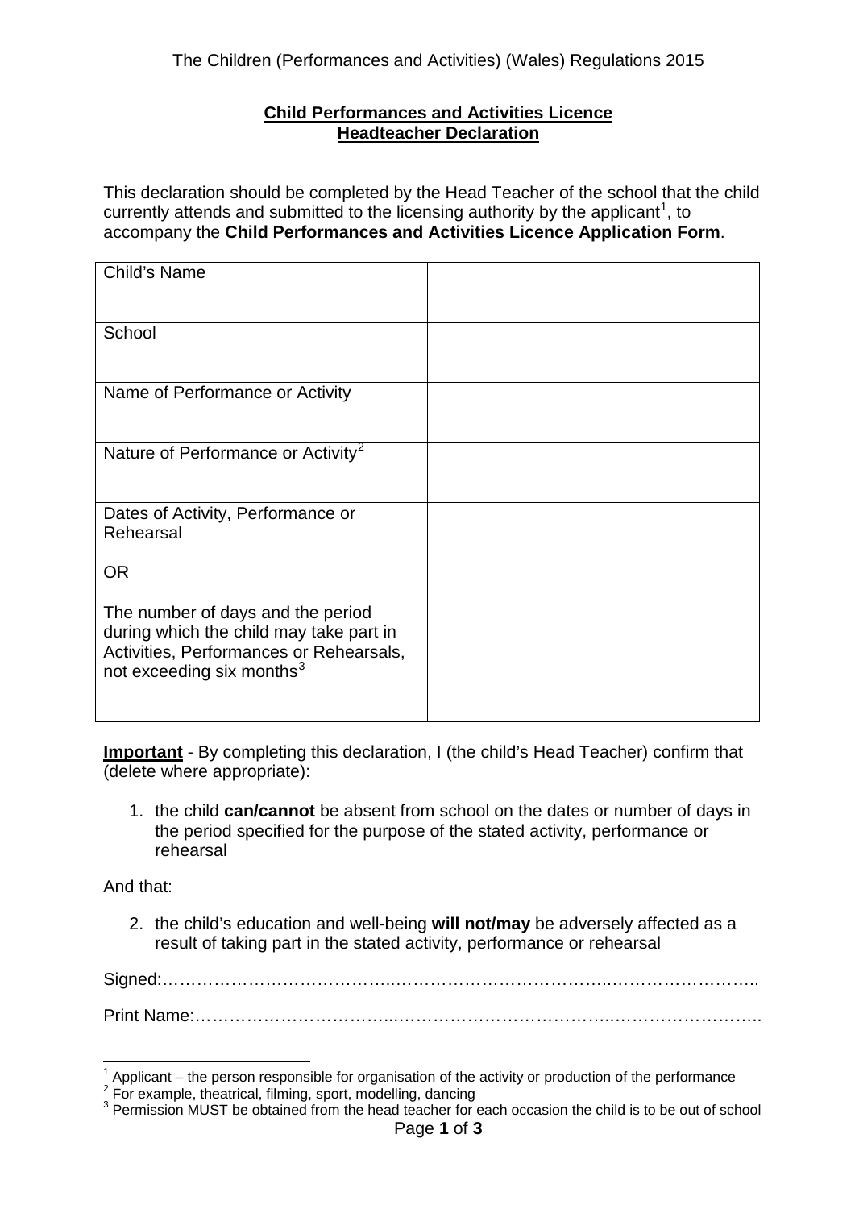The Children (Performances and Activities) (Wales) Regulations 2015

**Child Performances and Activities Licence**
**Headteacher Declaration**

This declaration should be completed by the Head Teacher of the school that the child currently attends and submitted to the licensing authority by the applicant[1], to accompany the **Child Performances and Activities Licence Application Form**.

| Child's Name | |
|---|---|
| School | |
| Name of Performance or Activity | |
| Nature of Performance or Activity[2] | |
| Dates of Activity, Performance or Rehearsal<br><br>OR<br><br>The number of days and the period during which the child may take part in Activities, Performances or Rehearsals, not exceeding six months[3] | |

**Important** - By completing this declaration, I (the child's Head Teacher) confirm that (delete where appropriate):

1. the child **can/cannot** be absent from school on the dates or number of days in the period specified for the purpose of the stated activity, performance or rehearsal

And that:

2. the child's education and well-being **will not/may** be adversely affected as a result of taking part in the stated activity, performance or rehearsal

Signed:……………………………………………………………………………………………..

Print Name:……………………………………………………………………………………..

---

[1] Applicant – the person responsible for organisation of the activity or production of the performance
[2] For example, theatrical, filming, sport, modelling, dancing
[3] Permission MUST be obtained from the head teacher for each occasion the child is to be out of school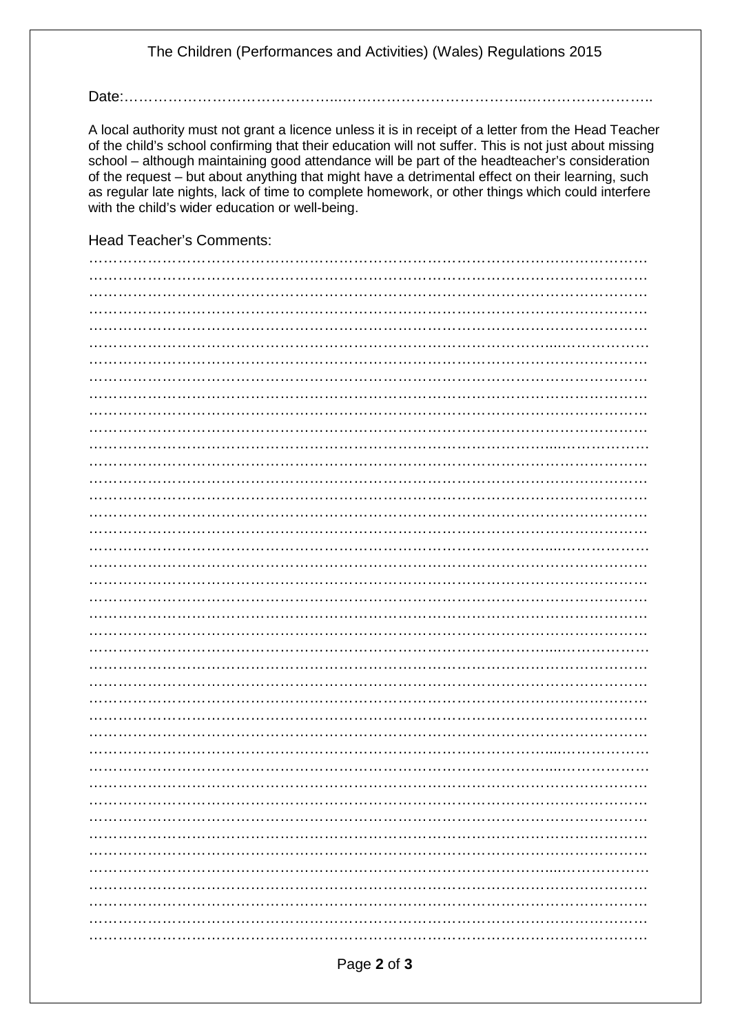The Children (Performances and Activities) (Wales) Regulations 2015

Date:……………………………………………………………………………………………………..

A local authority must not grant a licence unless it is in receipt of a letter from the Head Teacher of the child's school confirming that their education will not suffer. This is not just about missing school – although maintaining good attendance will be part of the headteacher's consideration of the request – but about anything that might have a detrimental effect on their learning, such as regular late nights, lack of time to complete homework, or other things which could interfere with the child's wider education or well-being.

Head Teacher's Comments:

……………………………………………………………………………………………………………
……………………………………………………………………………………………………………
……………………………………………………………………………………………………………
……………………………………………………………………………………………………………
……………………………………………………………………………………………………………
……………………………………………………………………………………………………………
……………………………………………………………………………………………………………
……………………………………………………………………………………………………………
……………………………………………………………………………………………………………
……………………………………………………………………………………………………………
……………………………………………………………………………………………………………
……………………………………………………………………………………………………………
……………………………………………………………………………………………………………
……………………………………………………………………………………………………………
……………………………………………………………………………………………………………
……………………………………………………………………………………………………………
……………………………………………………………………………………………………………
……………………………………………………………………………………………………………
……………………………………………………………………………………………………………
……………………………………………………………………………………………………………
……………………………………………………………………………………………………………
……………………………………………………………………………………………………………
……………………………………………………………………………………………………………
……………………………………………………………………………………………………………
……………………………………………………………………………………………………………
……………………………………………………………………………………………………………
……………………………………………………………………………………………………………
……………………………………………………………………………………………………………
……………………………………………………………………………………………………………
……………………………………………………………………………………………………………
……………………………………………………………………………………………………………
……………………………………………………………………………………………………………
……………………………………………………………………………………………………………
……………………………………………………………………………………………………………
……………………………………………………………………………………………………………
……………………………………………………………………………………………………………
……………………………………………………………………………………………………………
……………………………………………………………………………………………………………
……………………………………………………………………………………………………………
……………………………………………………………………………………………………………
……………………………………………………………………………………………………………